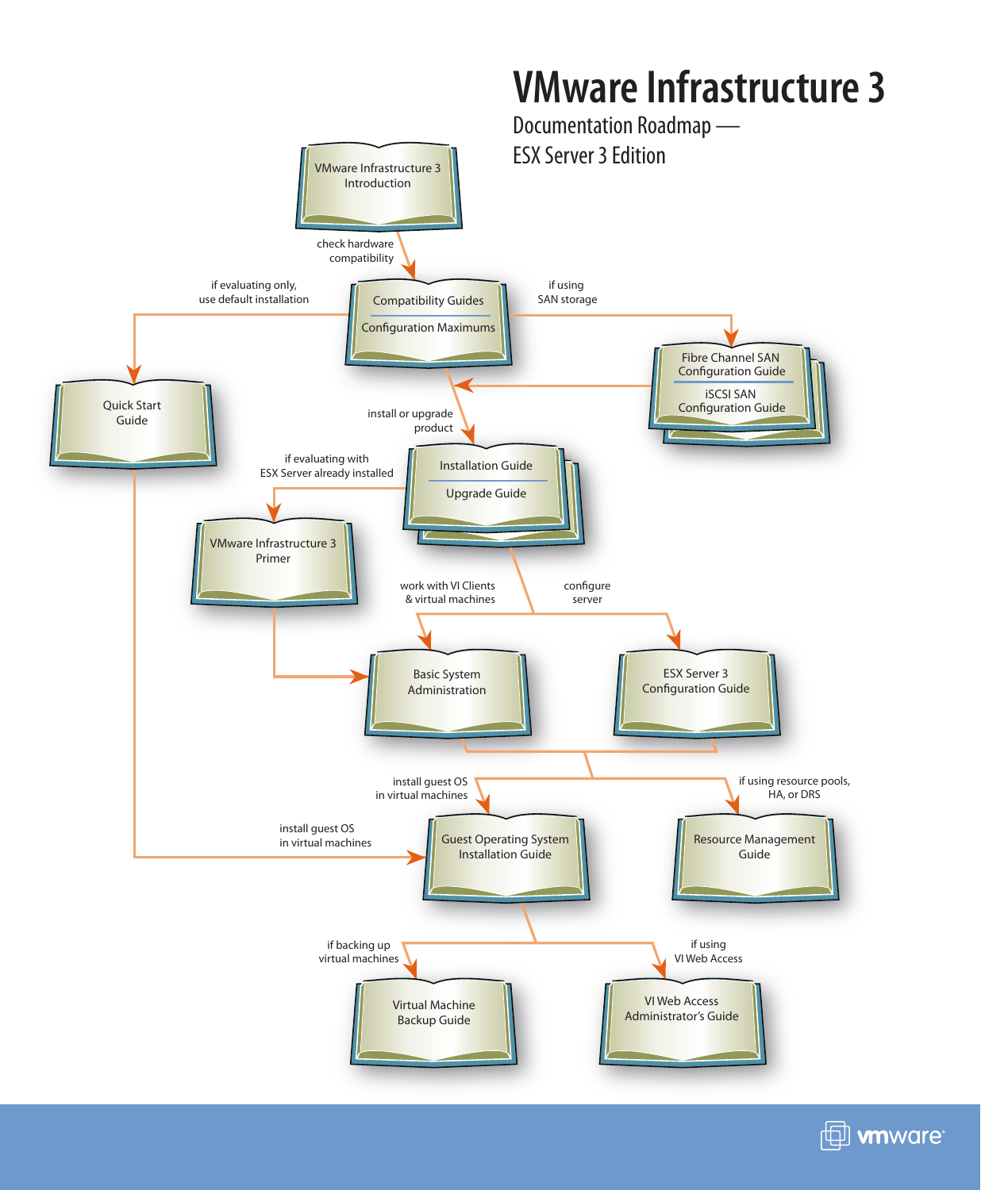# VMware Infrastructure 3

## Documentation Roadmap — ESX Server 3 Edition

VMware Infrastructure 3 Introduction

check hardware compatibility

Compatibility Guides

Configuration Maximums

if evaluating only, use default installation

if using SAN storage

Fibre Channel SAN Configuration Guide

iSCSI SAN Configuration Guide

Quick Start Guide

install or upgrade product

Installation Guide

Upgrade Guide

if evaluating with ESX Server already installed

VMware Infrastructure 3 Primer

work with VI Clients & virtual machines

configure server

Basic System Administration

ESX Server 3 Configuration Guide

install guest OS in virtual machines

if using resource pools, HA, or DRS

install guest OS in virtual machines

Guest Operating System Installation Guide

Resource Management Guide

if backing up virtual machines

if using VI Web Access

Virtual Machine Backup Guide

VI Web Access Administrator's Guide

vmware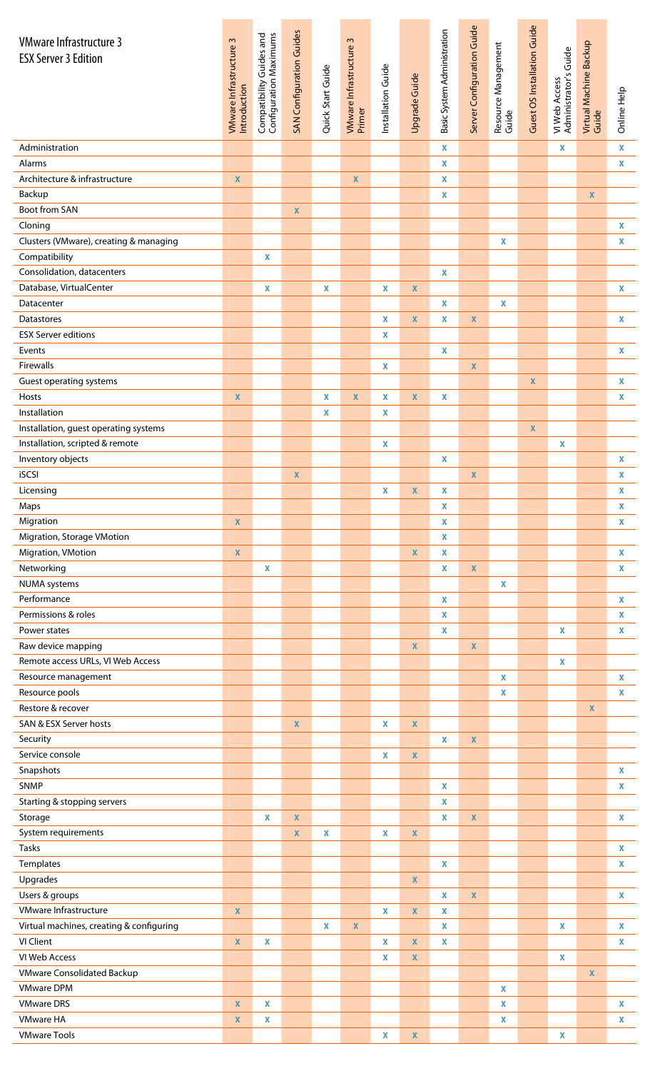# VMware Infrastructure 3
## ESX Server 3 Edition

| Topic | VMware Infrastructure 3 Introduction | Compatibility Guides and Configuration Maximums | SAN Configuration Guides | Quick Start Guide | VMware Infrastructure 3 Primer | Installation Guide | Upgrade Guide | Basic System Administration | Server Configuration Guide | Resource Management Guide | Guest OS Installation Guide | VI Web Access Administrator's Guide | Virtual Machine Backup Guide | Online Help |
|---|---|---|---|---|---|---|---|---|---|---|---|---|---|---|
| Administration | | | | | | | | x | | | | x | | x |
| Alarms | | | | | | | | x | | | | | | x |
| Architecture & infrastructure | x | | | | x | | | x | | | | | | |
| Backup | | | | | | | | x | | | | | x | |
| Boot from SAN | | | x | | | | | | | | | | | |
| Cloning | | | | | | | | | | | | | | x |
| Clusters (VMware), creating & managing | | | | | | | | | | x | | | | x |
| Compatibility | | x | | | | | | | | | | | | |
| Consolidation, datacenters | | | | | | | | x | | | | | | |
| Database, VirtualCenter | | x | | x | | x | x | | | | | | | x |
| Datacenter | | | | | | | | x | | x | | | | |
| Datastores | | | | | | x | x | x | x | | | | | x |
| ESX Server editions | | | | | | x | | | | | | | | |
| Events | | | | | | | | x | | | | | | x |
| Firewalls | | | | | | x | | | x | | | | | |
| Guest operating systems | | | | | | | | | | | x | | | x |
| Hosts | x | | | x | x | x | x | x | | | | | | x |
| Installation | | | | x | | x | | | | | | | | |
| Installation, guest operating systems | | | | | | | | | | | x | | | |
| Installation, scripted & remote | | | | | | x | | | | | | x | | |
| Inventory objects | | | | | | | | x | | | | | | x |
| iSCSI | | | x | | | | | | x | | | | | x |
| Licensing | | | | | | x | x | x | | | | | | x |
| Maps | | | | | | | | x | | | | | | x |
| Migration | x | | | | | | | x | | | | | | x |
| Migration, Storage VMotion | | | | | | | | x | | | | | | |
| Migration, VMotion | x | | | | | | x | x | | | | | | x |
| Networking | | x | | | | | | x | x | | | | | x |
| NUMA systems | | | | | | | | | | x | | | | |
| Performance | | | | | | | | x | | | | | | x |
| Permissions & roles | | | | | | | | x | | | | | | x |
| Power states | | | | | | | | x | | | | x | | x |
| Raw device mapping | | | | | | | x | | x | | | | | |
| Remote access URLs, VI Web Access | | | | | | | | | | | | x | | |
| Resource management | | | | | | | | | | x | | | | x |
| Resource pools | | | | | | | | | | x | | | | x |
| Restore & recover | | | | | | | | | | | | | x | |
| SAN & ESX Server hosts | | | x | | | x | x | | | | | | | |
| Security | | | | | | | | x | x | | | | | |
| Service console | | | | | | x | x | | | | | | | |
| Snapshots | | | | | | | | | | | | | | x |
| SNMP | | | | | | | | x | | | | | | x |
| Starting & stopping servers | | | | | | | | x | | | | | | |
| Storage | | x | x | | | | | x | x | | | | | x |
| System requirements | | | x | x | | x | x | | | | | | | |
| Tasks | | | | | | | | | | | | | | x |
| Templates | | | | | | | | x | | | | | | x |
| Upgrades | | | | | | | x | | | | | | | |
| Users & groups | | | | | | | | x | x | | | | | x |
| VMware Infrastructure | x | | | | | x | x | x | | | | | | |
| Virtual machines, creating & configuring | | | | x | x | | | x | | | | x | | x |
| VI Client | x | x | | | | x | x | x | | | | | | x |
| VI Web Access | | | | | | x | x | | | | | x | | |
| VMware Consolidated Backup | | | | | | | | | | | | | x | |
| VMware DPM | | | | | | | | | | x | | | | |
| VMware DRS | x | x | | | | | | | | x | | | | x |
| VMware HA | x | x | | | | | | | | x | | | | x |
| VMware Tools | | | | | | x | x | | | | | x | | |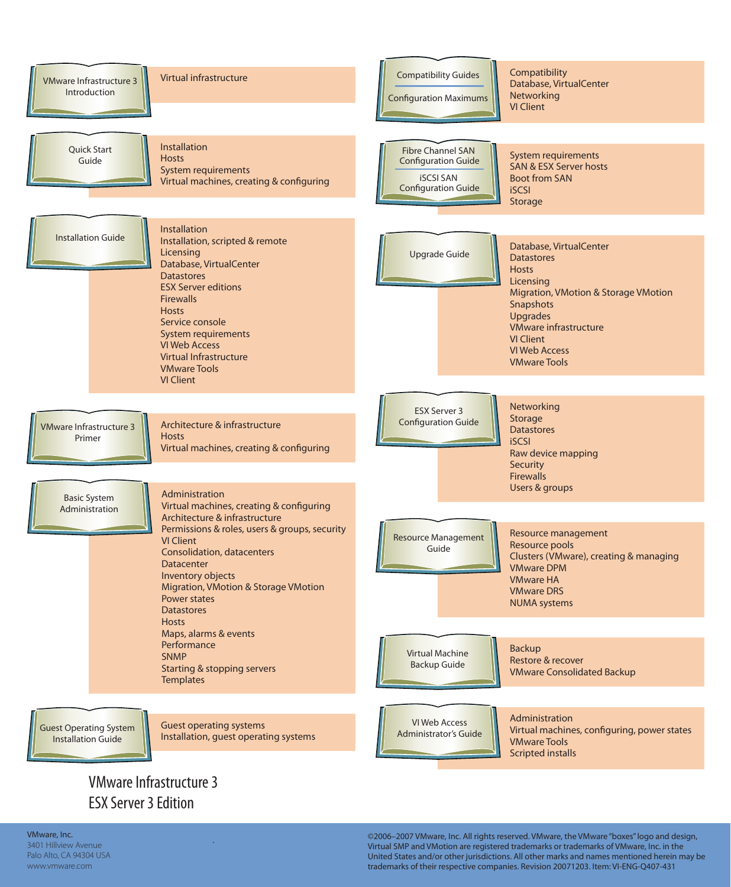## VMware Infrastructure 3 Introduction

- Virtual infrastructure

## Quick Start Guide

- Installation
- Hosts
- System requirements
- Virtual machines, creating & configuring

## Installation Guide

- Installation
- Installation, scripted & remote
- Licensing
- Database, VirtualCenter
- Datastores
- ESX Server editions
- Firewalls
- Hosts
- Service console
- System requirements
- VI Web Access
- Virtual Infrastructure
- VMware Tools
- VI Client

## VMware Infrastructure 3 Primer

- Architecture & infrastructure
- Hosts
- Virtual machines, creating & configuring

## Basic System Administration

- Administration
- Virtual machines, creating & configuring
- Architecture & infrastructure
- Permissions & roles, users & groups, security
- VI Client
- Consolidation, datacenters
- Datacenter
- Inventory objects
- Migration, VMotion & Storage VMotion
- Power states
- Datastores
- Hosts
- Maps, alarms & events
- Performance
- SNMP
- Starting & stopping servers
- Templates

## Guest Operating System Installation Guide

- Guest operating systems
- Installation, guest operating systems

## Compatibility Guides / Configuration Maximums

- Compatibility
- Database, VirtualCenter
- Networking
- VI Client

## Fibre Channel SAN Configuration Guide / iSCSI SAN Configuration Guide

- System requirements
- SAN & ESX Server hosts
- Boot from SAN
- iSCSI
- Storage

## Upgrade Guide

- Database, VirtualCenter
- Datastores
- Hosts
- Licensing
- Migration, VMotion & Storage VMotion
- Snapshots
- Upgrades
- VMware infrastructure
- VI Client
- VI Web Access
- VMware Tools

## ESX Server 3 Configuration Guide

- Networking
- Storage
- Datastores
- iSCSI
- Raw device mapping
- Security
- Firewalls
- Users & groups

## Resource Management Guide

- Resource management
- Resource pools
- Clusters (VMware), creating & managing
- VMware DPM
- VMware HA
- VMware DRS
- NUMA systems

## Virtual Machine Backup Guide

- Backup
- Restore & recover
- VMware Consolidated Backup

## VI Web Access Administrator's Guide

- Administration
- Virtual machines, configuring, power states
- VMware Tools
- Scripted installs

# VMware Infrastructure 3
# ESX Server 3 Edition

VMware, Inc.
3401 Hillview Avenue
Palo Alto, CA 94304 USA
www.vmware.com

©2006–2007 VMware, Inc. All rights reserved. VMware, the VMware "boxes" logo and design, Virtual SMP and VMotion are registered trademarks or trademarks of VMware, Inc. in the United States and/or other jurisdictions. All other marks and names mentioned herein may be trademarks of their respective companies. Revision 20071203. Item: VI-ENG-Q407-431